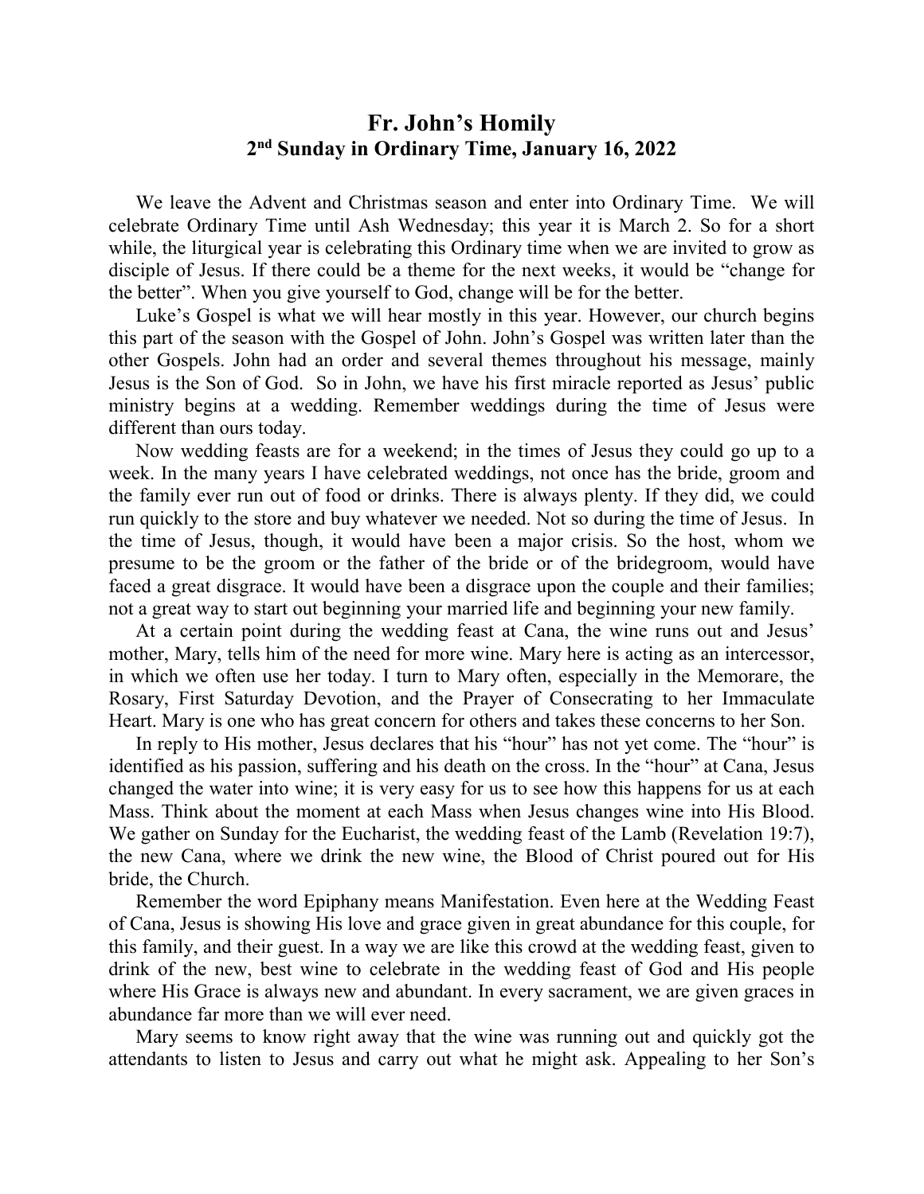# Fr. John's Homily

## 2nd Sunday in Ordinary Time, January 16, 2022

We leave the Advent and Christmas season and enter into Ordinary Time. We will celebrate Ordinary Time until Ash Wednesday; this year it is March 2. So for a short while, the liturgical year is celebrating this Ordinary time when we are invited to grow as disciple of Jesus. If there could be a theme for the next weeks, it would be "change for the better". When you give yourself to God, change will be for the better.

Luke's Gospel is what we will hear mostly in this year. However, our church begins this part of the season with the Gospel of John. John's Gospel was written later than the other Gospels. John had an order and several themes throughout his message, mainly Jesus is the Son of God. So in John, we have his first miracle reported as Jesus' public ministry begins at a wedding. Remember weddings during the time of Jesus were different than ours today.

Now wedding feasts are for a weekend; in the times of Jesus they could go up to a week. In the many years I have celebrated weddings, not once has the bride, groom and the family ever run out of food or drinks. There is always plenty. If they did, we could run quickly to the store and buy whatever we needed. Not so during the time of Jesus. In the time of Jesus, though, it would have been a major crisis. So the host, whom we presume to be the groom or the father of the bride or of the bridegroom, would have faced a great disgrace. It would have been a disgrace upon the couple and their families; not a great way to start out beginning your married life and beginning your new family.

At a certain point during the wedding feast at Cana, the wine runs out and Jesus' mother, Mary, tells him of the need for more wine. Mary here is acting as an intercessor, in which we often use her today. I turn to Mary often, especially in the Memorare, the Rosary, First Saturday Devotion, and the Prayer of Consecrating to her Immaculate Heart. Mary is one who has great concern for others and takes these concerns to her Son.

In reply to His mother, Jesus declares that his "hour" has not yet come. The "hour" is identified as his passion, suffering and his death on the cross. In the "hour" at Cana, Jesus changed the water into wine; it is very easy for us to see how this happens for us at each Mass. Think about the moment at each Mass when Jesus changes wine into His Blood. We gather on Sunday for the Eucharist, the wedding feast of the Lamb (Revelation 19:7), the new Cana, where we drink the new wine, the Blood of Christ poured out for His bride, the Church.

Remember the word Epiphany means Manifestation. Even here at the Wedding Feast of Cana, Jesus is showing His love and grace given in great abundance for this couple, for this family, and their guest. In a way we are like this crowd at the wedding feast, given to drink of the new, best wine to celebrate in the wedding feast of God and His people where His Grace is always new and abundant. In every sacrament, we are given graces in abundance far more than we will ever need.

Mary seems to know right away that the wine was running out and quickly got the attendants to listen to Jesus and carry out what he might ask. Appealing to her Son's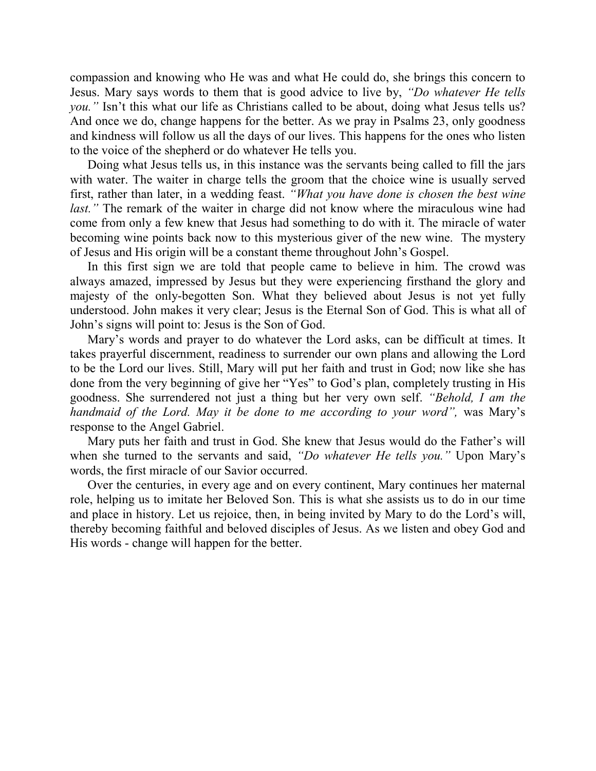compassion and knowing who He was and what He could do, she brings this concern to Jesus. Mary says words to them that is good advice to live by, *"Do whatever He tells you."* Isn't this what our life as Christians called to be about, doing what Jesus tells us? And once we do, change happens for the better. As we pray in Psalms 23, only goodness and kindness will follow us all the days of our lives. This happens for the ones who listen to the voice of the shepherd or do whatever He tells you.

Doing what Jesus tells us, in this instance was the servants being called to fill the jars with water. The waiter in charge tells the groom that the choice wine is usually served first, rather than later, in a wedding feast. *"What you have done is chosen the best wine last."* The remark of the waiter in charge did not know where the miraculous wine had come from only a few knew that Jesus had something to do with it. The miracle of water becoming wine points back now to this mysterious giver of the new wine. The mystery of Jesus and His origin will be a constant theme throughout John's Gospel.

In this first sign we are told that people came to believe in him. The crowd was always amazed, impressed by Jesus but they were experiencing firsthand the glory and majesty of the only-begotten Son. What they believed about Jesus is not yet fully understood. John makes it very clear; Jesus is the Eternal Son of God. This is what all of John's signs will point to: Jesus is the Son of God.

Mary's words and prayer to do whatever the Lord asks, can be difficult at times. It takes prayerful discernment, readiness to surrender our own plans and allowing the Lord to be the Lord our lives. Still, Mary will put her faith and trust in God; now like she has done from the very beginning of give her "Yes" to God's plan, completely trusting in His goodness. She surrendered not just a thing but her very own self. *"Behold, I am the handmaid of the Lord. May it be done to me according to your word",* was Mary's response to the Angel Gabriel.

Mary puts her faith and trust in God. She knew that Jesus would do the Father's will when she turned to the servants and said, *"Do whatever He tells you."* Upon Mary's words, the first miracle of our Savior occurred.

Over the centuries, in every age and on every continent, Mary continues her maternal role, helping us to imitate her Beloved Son. This is what she assists us to do in our time and place in history. Let us rejoice, then, in being invited by Mary to do the Lord's will, thereby becoming faithful and beloved disciples of Jesus. As we listen and obey God and His words - change will happen for the better.